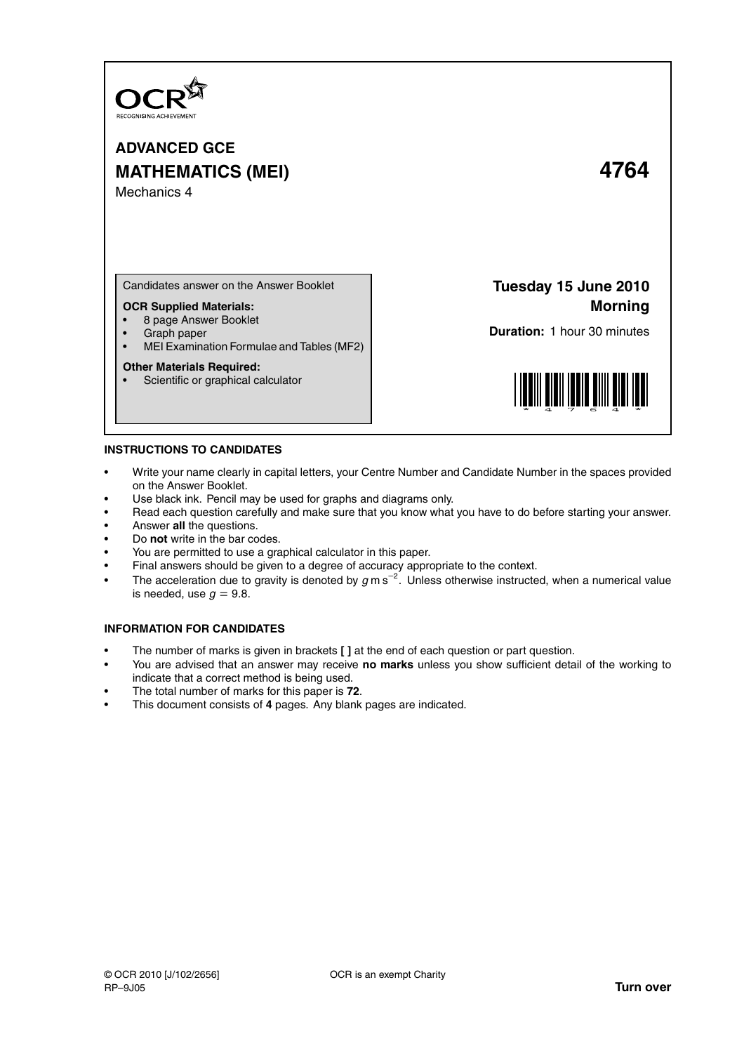OCR
RECOGNISING ACHIEVEMENT

# ADVANCED GCE
# MATHEMATICS (MEI) 4764

Mechanics 4

Candidates answer on the Answer Booklet

**OCR Supplied Materials:**
- 8 page Answer Booklet
- Graph paper
- MEI Examination Formulae and Tables (MF2)

**Other Materials Required:**
- Scientific or graphical calculator

**Tuesday 15 June 2010**
**Morning**

**Duration:** 1 hour 30 minutes

## INSTRUCTIONS TO CANDIDATES

- Write your name clearly in capital letters, your Centre Number and Candidate Number in the spaces provided on the Answer Booklet.
- Use black ink. Pencil may be used for graphs and diagrams only.
- Read each question carefully and make sure that you know what you have to do before starting your answer.
- Answer **all** the questions.
- Do **not** write in the bar codes.
- You are permitted to use a graphical calculator in this paper.
- Final answers should be given to a degree of accuracy appropriate to the context.
- The acceleration due to gravity is denoted by $g\text{ m s}^{-2}$. Unless otherwise instructed, when a numerical value is needed, use $g = 9.8$.

## INFORMATION FOR CANDIDATES

- The number of marks is given in brackets **[ ]** at the end of each question or part question.
- You are advised that an answer may receive **no marks** unless you show sufficient detail of the working to indicate that a correct method is being used.
- The total number of marks for this paper is **72**.
- This document consists of **4** pages. Any blank pages are indicated.

© OCR 2010 [J/102/2656] OCR is an exempt Charity
RP–9J05 **Turn over**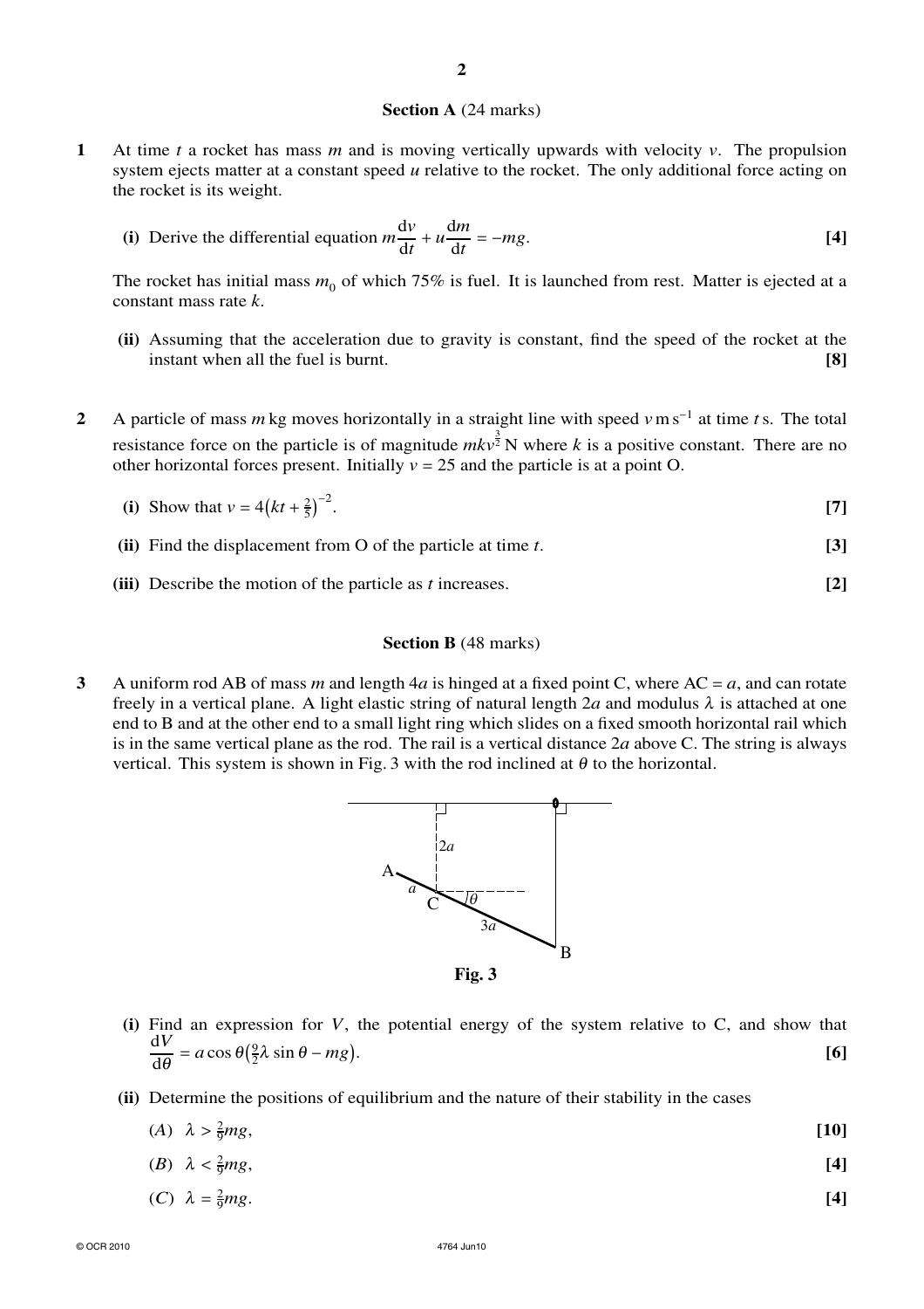## Section A (24 marks)

**1** At time $t$ a rocket has mass $m$ and is moving vertically upwards with velocity $v$. The propulsion system ejects matter at a constant speed $u$ relative to the rocket. The only additional force acting on the rocket is its weight.

**(i)** Derive the differential equation $m\dfrac{\mathrm{d}v}{\mathrm{d}t} + u\dfrac{\mathrm{d}m}{\mathrm{d}t} = -mg$. **[4]**

The rocket has initial mass $m_0$ of which 75% is fuel. It is launched from rest. Matter is ejected at a constant mass rate $k$.

**(ii)** Assuming that the acceleration due to gravity is constant, find the speed of the rocket at the instant when all the fuel is burnt. **[8]**

**2** A particle of mass $m$ kg moves horizontally in a straight line with speed $v\,\mathrm{m\,s^{-1}}$ at time $t$ s. The total resistance force on the particle is of magnitude $mkv^{\frac{3}{2}}$ N where $k$ is a positive constant. There are no other horizontal forces present. Initially $v = 25$ and the particle is at a point O.

**(i)** Show that $v = 4\left(kt + \frac{2}{5}\right)^{-2}$. **[7]**

**(ii)** Find the displacement from O of the particle at time $t$. **[3]**

**(iii)** Describe the motion of the particle as $t$ increases. **[2]**

## Section B (48 marks)

**3** A uniform rod AB of mass $m$ and length $4a$ is hinged at a fixed point C, where AC = $a$, and can rotate freely in a vertical plane. A light elastic string of natural length $2a$ and modulus $\lambda$ is attached at one end to B and at the other end to a small light ring which slides on a fixed smooth horizontal rail which is in the same vertical plane as the rod. The rail is a vertical distance $2a$ above C. The string is always vertical. This system is shown in Fig. 3 with the rod inclined at $\theta$ to the horizontal.

**Fig. 3**

**(i)** Find an expression for $V$, the potential energy of the system relative to C, and show that $\dfrac{\mathrm{d}V}{\mathrm{d}\theta} = a\cos\theta\left(\frac{9}{2}\lambda\sin\theta - mg\right)$. **[6]**

**(ii)** Determine the positions of equilibrium and the nature of their stability in the cases

($A$) $\lambda > \frac{2}{9}mg$, **[10]**

($B$) $\lambda < \frac{2}{9}mg$, **[4]**

($C$) $\lambda = \frac{2}{9}mg$. **[4]**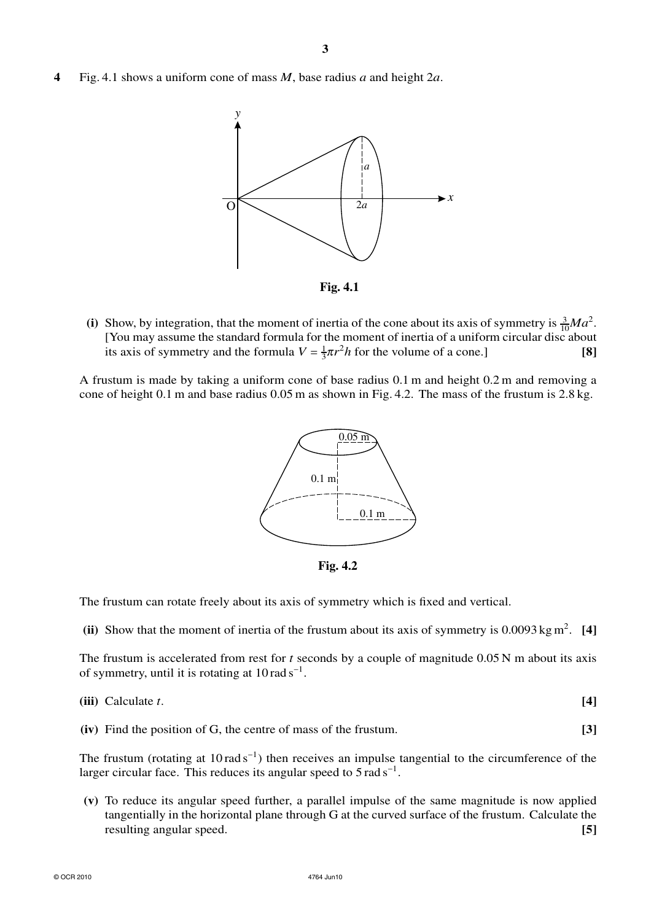**4** Fig. 4.1 shows a uniform cone of mass $M$, base radius $a$ and height $2a$.

**Fig. 4.1**

**(i)** Show, by integration, that the moment of inertia of the cone about its axis of symmetry is $\frac{3}{10}Ma^2$. [You may assume the standard formula for the moment of inertia of a uniform circular disc about its axis of symmetry and the formula $V = \frac{1}{3}\pi r^2 h$ for the volume of a cone.] **[8]**

A frustum is made by taking a uniform cone of base radius 0.1 m and height 0.2 m and removing a cone of height 0.1 m and base radius 0.05 m as shown in Fig. 4.2. The mass of the frustum is 2.8 kg.

**Fig. 4.2**

The frustum can rotate freely about its axis of symmetry which is fixed and vertical.

**(ii)** Show that the moment of inertia of the frustum about its axis of symmetry is $0.0093\,\text{kg m}^2$. **[4]**

The frustum is accelerated from rest for $t$ seconds by a couple of magnitude 0.05 N m about its axis of symmetry, until it is rotating at $10\,\text{rad s}^{-1}$.

**(iii)** Calculate $t$. **[4]**

**(iv)** Find the position of G, the centre of mass of the frustum. **[3]**

The frustum (rotating at $10\,\text{rad s}^{-1}$) then receives an impulse tangential to the circumference of the larger circular face. This reduces its angular speed to $5\,\text{rad s}^{-1}$.

**(v)** To reduce its angular speed further, a parallel impulse of the same magnitude is now applied tangentially in the horizontal plane through G at the curved surface of the frustum. Calculate the resulting angular speed. **[5]**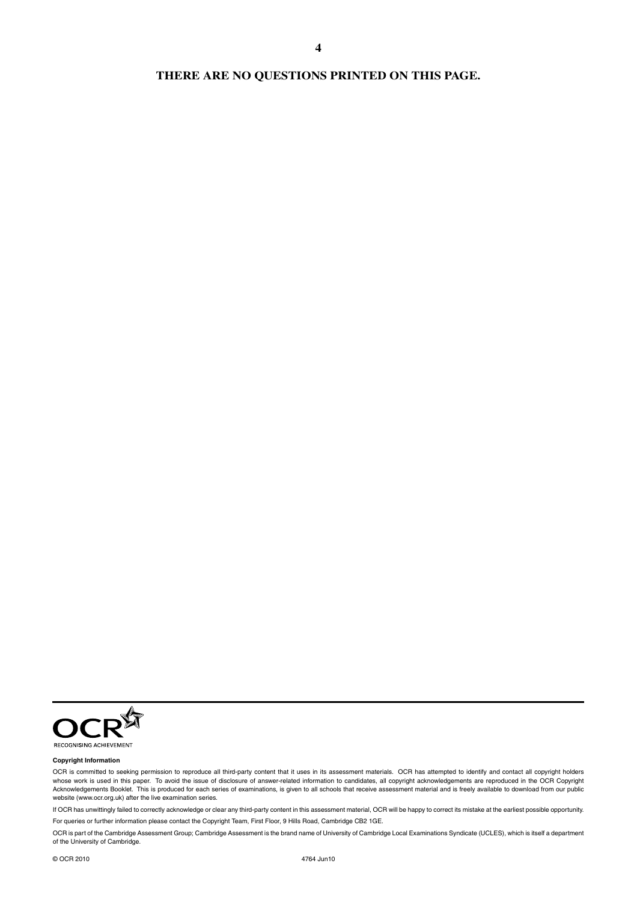**THERE ARE NO QUESTIONS PRINTED ON THIS PAGE.**

OCR RECOGNISING ACHIEVEMENT

**Copyright Information**

OCR is committed to seeking permission to reproduce all third-party content that it uses in its assessment materials. OCR has attempted to identify and contact all copyright holders whose work is used in this paper. To avoid the issue of disclosure of answer-related information to candidates, all copyright acknowledgements are reproduced in the OCR Copyright Acknowledgements Booklet. This is produced for each series of examinations, is given to all schools that receive assessment material and is freely available to download from our public website (www.ocr.org.uk) after the live examination series.

If OCR has unwittingly failed to correctly acknowledge or clear any third-party content in this assessment material, OCR will be happy to correct its mistake at the earliest possible opportunity.

For queries or further information please contact the Copyright Team, First Floor, 9 Hills Road, Cambridge CB2 1GE.

OCR is part of the Cambridge Assessment Group; Cambridge Assessment is the brand name of University of Cambridge Local Examinations Syndicate (UCLES), which is itself a department of the University of Cambridge.

© OCR 2010 4764 Jun10